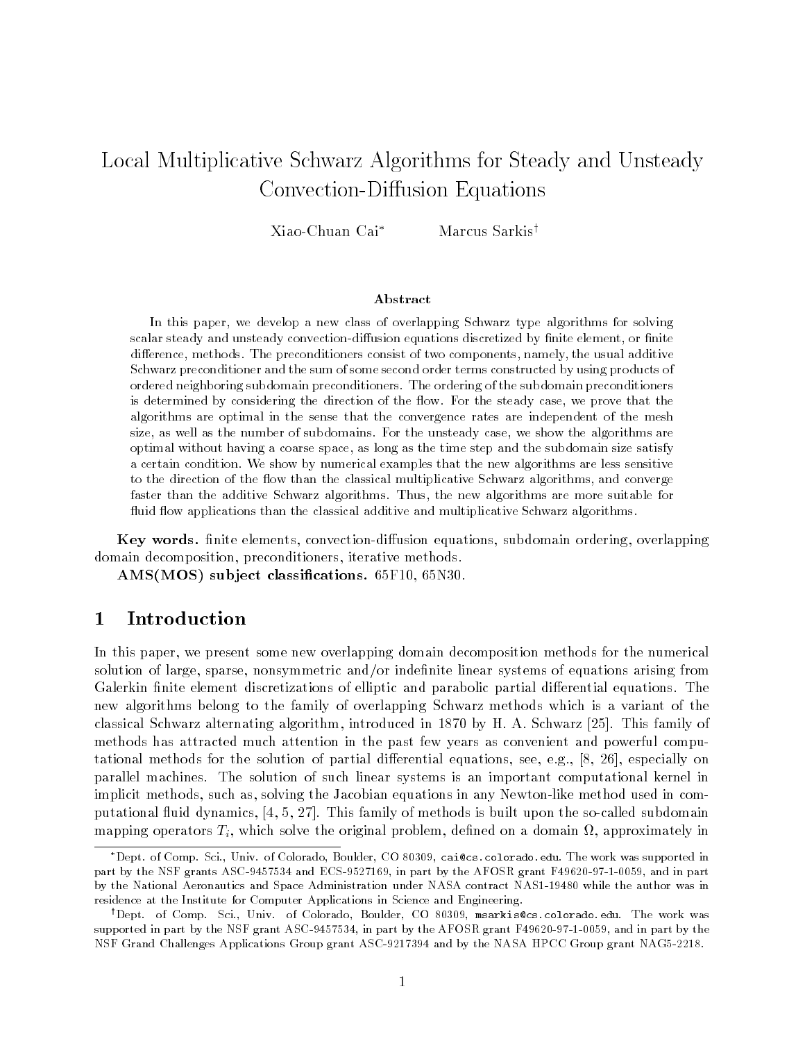# Local Multiplicative Schwarz Algorithms for Steady and Unsteady Convection-Diffusion Equations

Xiao-Chuan Cai[*] Marcus Sarkis[†]

### Abstract

In this paper, we develop a new class of overlapping Schwarz type algorithms for solving scalar steady and unsteady convection-diffusion equations discretized by finite element, or finite difference, methods. The preconditioners consist of two components, namely, the usual additive Schwarz preconditioner and the sum of some second order terms constructed by using products of ordered neighboring subdomain preconditioners. The ordering of the subdomain preconditioners is determined by considering the direction of the flow. For the steady case, we prove that the algorithms are optimal in the sense that the convergence rates are independent of the mesh size, as well as the number of subdomains. For the unsteady case, we show the algorithms are optimal without having a coarse space, as long as the time step and the subdomain size satisfy a certain condition. We show by numerical examples that the new algorithms are less sensitive to the direction of the flow than the classical multiplicative Schwarz algorithms, and converge faster than the additive Schwarz algorithms. Thus, the new algorithms are more suitable for fluid flow applications than the classical additive and multiplicative Schwarz algorithms.

**Key words.** finite elements, convection-diffusion equations, subdomain ordering, overlapping domain decomposition, preconditioners, iterative methods.

**AMS(MOS) subject classifications.** 65F10, 65N30.

## 1 Introduction

In this paper, we present some new overlapping domain decomposition methods for the numerical solution of large, sparse, nonsymmetric and/or indefinite linear systems of equations arising from Galerkin finite element discretizations of elliptic and parabolic partial differential equations. The new algorithms belong to the family of overlapping Schwarz methods which is a variant of the classical Schwarz alternating algorithm, introduced in 1870 by H. A. Schwarz [25]. This family of methods has attracted much attention in the past few years as convenient and powerful computational methods for the solution of partial differential equations, see, e.g., [8, 26], especially on parallel machines. The solution of such linear systems is an important computational kernel in implicit methods, such as, solving the Jacobian equations in any Newton-like method used in computational fluid dynamics, [4, 5, 27]. This family of methods is built upon the so-called subdomain mapping operators $T_i$, which solve the original problem, defined on a domain $\Omega$, approximately in

---

[*] Dept. of Comp. Sci., Univ. of Colorado, Boulder, CO 80309, cai@cs.colorado.edu. The work was supported in part by the NSF grants ASC-9457534 and ECS-9527169, in part by the AFOSR grant F49620-97-1-0059, and in part by the National Aeronautics and Space Administration under NASA contract NAS1-19480 while the author was in residence at the Institute for Computer Applications in Science and Engineering.

[†] Dept. of Comp. Sci., Univ. of Colorado, Boulder, CO 80309, msarkis@cs.colorado.edu. The work was supported in part by the NSF grant ASC-9457534, in part by the AFOSR grant F49620-97-1-0059, and in part by the NSF Grand Challenges Applications Group grant ASC-9217394 and by the NASA HPCC Group grant NAG5-2218.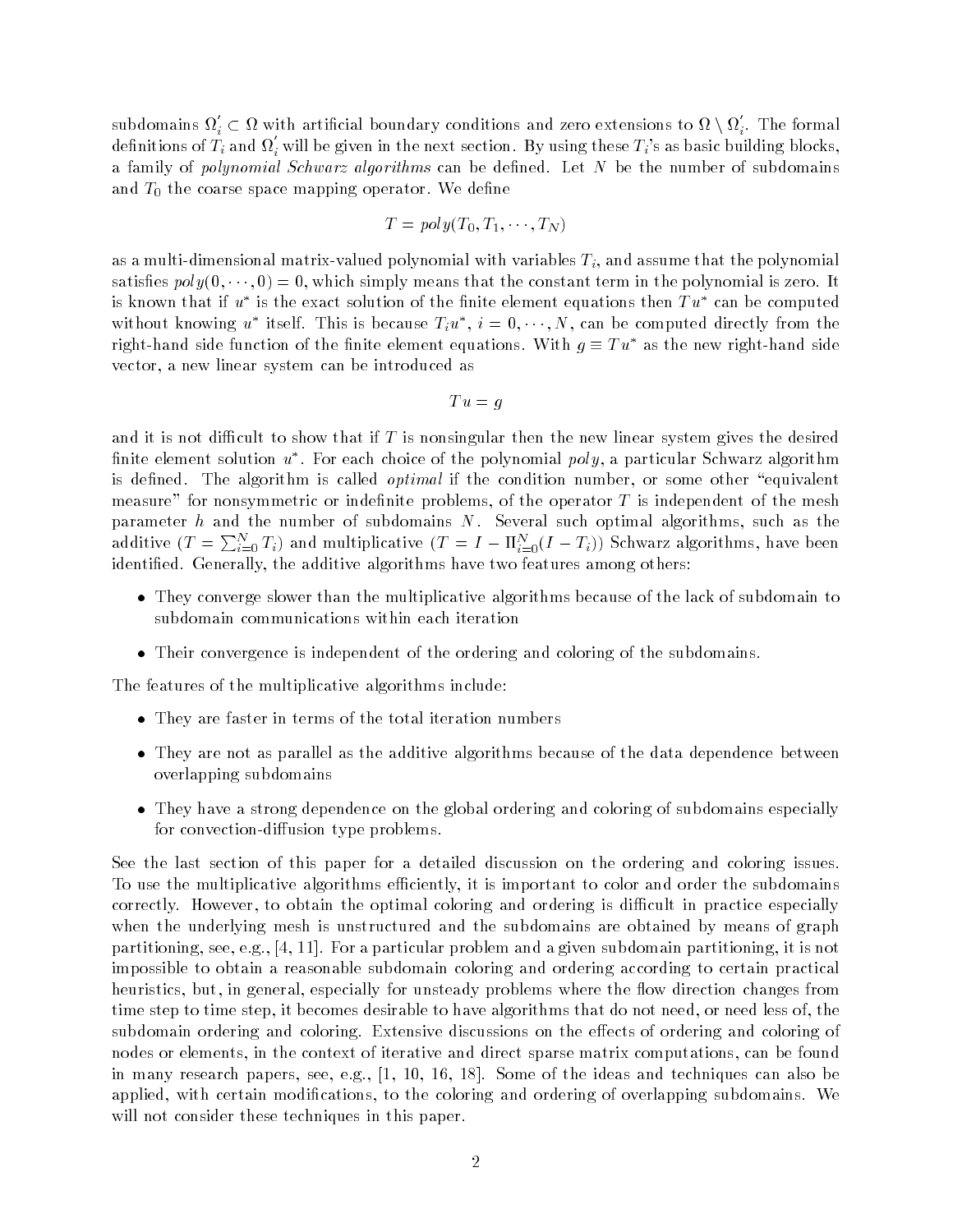subdomains $\Omega_i' \subset \Omega$ with artificial boundary conditions and zero extensions to $\Omega \setminus \Omega_i'$. The formal definitions of $T_i$ and $\Omega_i'$ will be given in the next section. By using these $T_i$'s as basic building blocks, a family of *polynomial Schwarz algorithms* can be defined. Let $N$ be the number of subdomains and $T_0$ the coarse space mapping operator. We define

$$T = poly(T_0, T_1, \cdots, T_N)$$

as a multi-dimensional matrix-valued polynomial with variables $T_i$, and assume that the polynomial satisfies $poly(0, \cdots, 0) = 0$, which simply means that the constant term in the polynomial is zero. It is known that if $u^*$ is the exact solution of the finite element equations then $Tu^*$ can be computed without knowing $u^*$ itself. This is because $T_i u^*$, $i = 0, \cdots, N$, can be computed directly from the right-hand side function of the finite element equations. With $g \equiv Tu^*$ as the new right-hand side vector, a new linear system can be introduced as

$$Tu = g$$

and it is not difficult to show that if $T$ is nonsingular then the new linear system gives the desired finite element solution $u^*$. For each choice of the polynomial $poly$, a particular Schwarz algorithm is defined. The algorithm is called *optimal* if the condition number, or some other "equivalent measure" for nonsymmetric or indefinite problems, of the operator $T$ is independent of the mesh parameter $h$ and the number of subdomains $N$. Several such optimal algorithms, such as the additive ($T = \sum_{i=0}^{N} T_i$) and multiplicative ($T = I - \Pi_{i=0}^{N}(I - T_i)$) Schwarz algorithms, have been identified. Generally, the additive algorithms have two features among others:

- They converge slower than the multiplicative algorithms because of the lack of subdomain to subdomain communications within each iteration
- Their convergence is independent of the ordering and coloring of the subdomains.

The features of the multiplicative algorithms include:

- They are faster in terms of the total iteration numbers
- They are not as parallel as the additive algorithms because of the data dependence between overlapping subdomains
- They have a strong dependence on the global ordering and coloring of subdomains especially for convection-diffusion type problems.

See the last section of this paper for a detailed discussion on the ordering and coloring issues. To use the multiplicative algorithms efficiently, it is important to color and order the subdomains correctly. However, to obtain the optimal coloring and ordering is difficult in practice especially when the underlying mesh is unstructured and the subdomains are obtained by means of graph partitioning, see, e.g., [4, 11]. For a particular problem and a given subdomain partitioning, it is not impossible to obtain a reasonable subdomain coloring and ordering according to certain practical heuristics, but, in general, especially for unsteady problems where the flow direction changes from time step to time step, it becomes desirable to have algorithms that do not need, or need less of, the subdomain ordering and coloring. Extensive discussions on the effects of ordering and coloring of nodes or elements, in the context of iterative and direct sparse matrix computations, can be found in many research papers, see, e.g., [1, 10, 16, 18]. Some of the ideas and techniques can also be applied, with certain modifications, to the coloring and ordering of overlapping subdomains. We will not consider these techniques in this paper.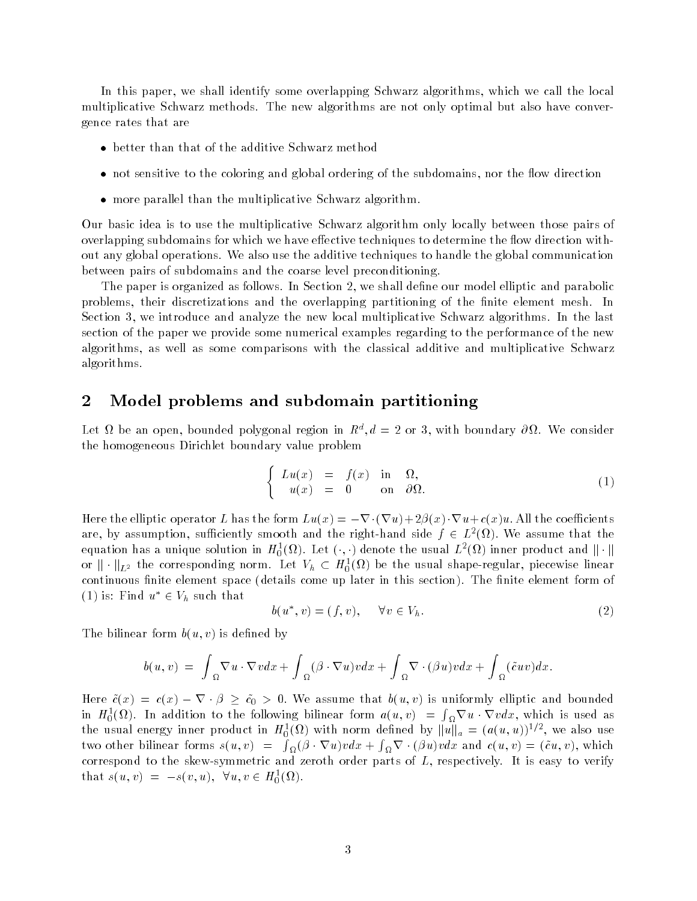In this paper, we shall identify some overlapping Schwarz algorithms, which we call the local multiplicative Schwarz methods. The new algorithms are not only optimal but also have convergence rates that are

- better than that of the additive Schwarz method
- not sensitive to the coloring and global ordering of the subdomains, nor the flow direction
- more parallel than the multiplicative Schwarz algorithm.

Our basic idea is to use the multiplicative Schwarz algorithm only locally between those pairs of overlapping subdomains for which we have effective techniques to determine the flow direction without any global operations. We also use the additive techniques to handle the global communication between pairs of subdomains and the coarse level preconditioning.

The paper is organized as follows. In Section 2, we shall define our model elliptic and parabolic problems, their discretizations and the overlapping partitioning of the finite element mesh. In Section 3, we introduce and analyze the new local multiplicative Schwarz algorithms. In the last section of the paper we provide some numerical examples regarding to the performance of the new algorithms, as well as some comparisons with the classical additive and multiplicative Schwarz algorithms.

## 2 Model problems and subdomain partitioning

Let $\Omega$ be an open, bounded polygonal region in $R^d, d = 2$ or 3, with boundary $\partial\Omega$. We consider the homogeneous Dirichlet boundary value problem

$$\left\{ \begin{array}{rcll} Lu(x) & = & f(x) & \text{in} \quad \Omega, \\ u(x) & = & 0 & \text{on} \quad \partial\Omega. \end{array} \right. \tag{1}$$

Here the elliptic operator $L$ has the form $Lu(x) = -\nabla \cdot (\nabla u) + 2\beta(x) \cdot \nabla u + c(x)u$. All the coefficients are, by assumption, sufficiently smooth and the right-hand side $f \in L^2(\Omega)$. We assume that the equation has a unique solution in $H_0^1(\Omega)$. Let $(\cdot, \cdot)$ denote the usual $L^2(\Omega)$ inner product and $\|\cdot\|$ or $\|\cdot\|_{L^2}$ the corresponding norm. Let $V_h \subset H_0^1(\Omega)$ be the usual shape-regular, piecewise linear continuous finite element space (details come up later in this section). The finite element form of (1) is: Find $u^* \in V_h$ such that

$$b(u^*, v) = (f, v), \quad \forall v \in V_h. \tag{2}$$

The bilinear form $b(u, v)$ is defined by

$$b(u, v) = \int_\Omega \nabla u \cdot \nabla v dx + \int_\Omega (\beta \cdot \nabla u) v dx + \int_\Omega \nabla \cdot (\beta u) v dx + \int_\Omega (\tilde{c} u v) dx.$$

Here $\tilde{c}(x) = c(x) - \nabla \cdot \beta \geq \tilde{c}_0 > 0$. We assume that $b(u, v)$ is uniformly elliptic and bounded in $H_0^1(\Omega)$. In addition to the following bilinear form $a(u, v) = \int_\Omega \nabla u \cdot \nabla v dx$, which is used as the usual energy inner product in $H_0^1(\Omega)$ with norm defined by $\|u\|_a = (a(u, u))^{1/2}$, we also use two other bilinear forms $s(u, v) = \int_\Omega (\beta \cdot \nabla u) v dx + \int_\Omega \nabla \cdot (\beta u) v dx$ and $c(u, v) = (\tilde{c} u, v)$, which correspond to the skew-symmetric and zeroth order parts of $L$, respectively. It is easy to verify that $s(u, v) = -s(v, u), \ \forall u, v \in H_0^1(\Omega)$.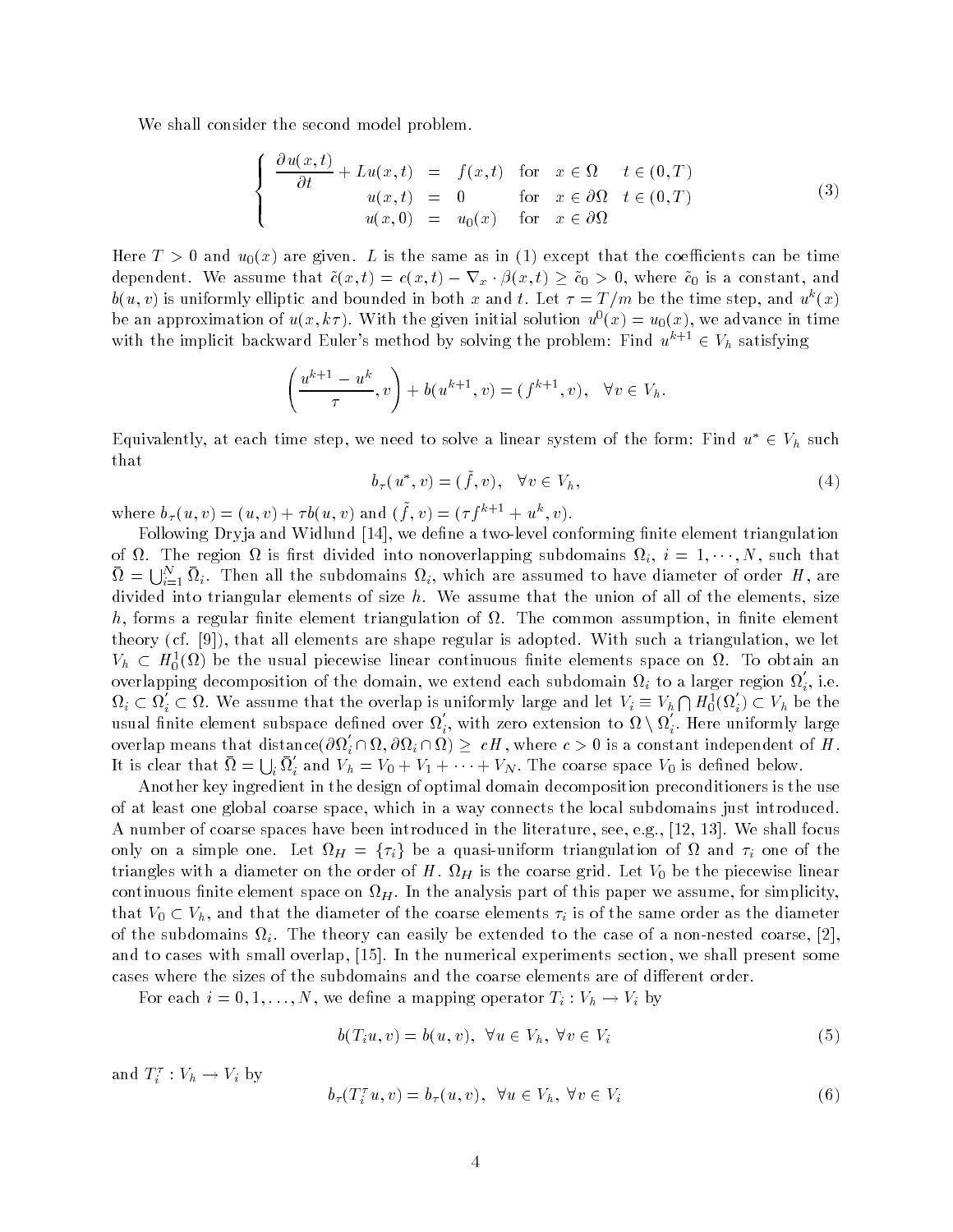We shall consider the second model problem.

$$
\left\{
\begin{array}{rcll}
\dfrac{\partial u(x,t)}{\partial t} + Lu(x,t) & = & f(x,t) & \text{for} \quad x \in \Omega \quad t \in (0,T) \\
u(x,t) & = & 0 & \text{for} \quad x \in \partial\Omega \quad t \in (0,T) \\
u(x,0) & = & u_0(x) & \text{for} \quad x \in \partial\Omega
\end{array}
\right.
\tag{3}
$$

Here $T > 0$ and $u_0(x)$ are given. $L$ is the same as in (1) except that the coefficients can be time dependent. We assume that $\tilde{c}(x,t) = c(x,t) - \nabla_x \cdot \beta(x,t) \geq \tilde{c}_0 > 0$, where $\tilde{c}_0$ is a constant, and $b(u,v)$ is uniformly elliptic and bounded in both $x$ and $t$. Let $\tau = T/m$ be the time step, and $u^k(x)$ be an approximation of $u(x, k\tau)$. With the given initial solution $u^0(x) = u_0(x)$, we advance in time with the implicit backward Euler's method by solving the problem: Find $u^{k+1} \in V_h$ satisfying

$$
\left( \frac{u^{k+1} - u^k}{\tau}, v \right) + b(u^{k+1}, v) = (f^{k+1}, v), \quad \forall v \in V_h.
$$

Equivalently, at each time step, we need to solve a linear system of the form: Find $u^* \in V_h$ such that

$$
b_\tau(u^*, v) = (\tilde{f}, v), \quad \forall v \in V_h,
\tag{4}
$$

where $b_\tau(u,v) = (u,v) + \tau b(u,v)$ and $(\tilde{f}, v) = (\tau f^{k+1} + u^k, v)$.

Following Dryja and Widlund [14], we define a two-level conforming finite element triangulation of $\Omega$. The region $\Omega$ is first divided into nonoverlapping subdomains $\Omega_i$, $i = 1, \cdots, N$, such that $\bar{\Omega} = \bigcup_{i=1}^N \bar{\Omega}_i$. Then all the subdomains $\Omega_i$, which are assumed to have diameter of order $H$, are divided into triangular elements of size $h$. We assume that the union of all of the elements, size $h$, forms a regular finite element triangulation of $\Omega$. The common assumption, in finite element theory (cf. [9]), that all elements are shape regular is adopted. With such a triangulation, we let $V_h \subset H_0^1(\Omega)$ be the usual piecewise linear continuous finite elements space on $\Omega$. To obtain an overlapping decomposition of the domain, we extend each subdomain $\Omega_i$ to a larger region $\Omega_i^{'}$, i.e. $\Omega_i \subset \Omega_i^{'} \subset \Omega$. We assume that the overlap is uniformly large and let $V_i \equiv V_h \bigcap H_0^1(\Omega_i^{'}) \subset V_h$ be the usual finite element subspace defined over $\Omega_i^{'}$, with zero extension to $\Omega \setminus \Omega_i^{'}$. Here uniformly large overlap means that distance$(\partial\Omega_i^{'} \cap \Omega, \partial\Omega_i \cap \Omega) \geq cH$, where $c > 0$ is a constant independent of $H$. It is clear that $\bar{\Omega} = \bigcup_i \bar{\Omega}_i^{'}$ and $V_h = V_0 + V_1 + \cdots + V_N$. The coarse space $V_0$ is defined below.

Another key ingredient in the design of optimal domain decomposition preconditioners is the use of at least one global coarse space, which in a way connects the local subdomains just introduced. A number of coarse spaces have been introduced in the literature, see, e.g., [12, 13]. We shall focus only on a simple one. Let $\Omega_H = \{\tau_i\}$ be a quasi-uniform triangulation of $\Omega$ and $\tau_i$ one of the triangles with a diameter on the order of $H$. $\Omega_H$ is the coarse grid. Let $V_0$ be the piecewise linear continuous finite element space on $\Omega_H$. In the analysis part of this paper we assume, for simplicity, that $V_0 \subset V_h$, and that the diameter of the coarse elements $\tau_i$ is of the same order as the diameter of the subdomains $\Omega_i$. The theory can easily be extended to the case of a non-nested coarse, [2], and to cases with small overlap, [15]. In the numerical experiments section, we shall present some cases where the sizes of the subdomains and the coarse elements are of different order.

For each $i = 0, 1, \ldots, N$, we define a mapping operator $T_i : V_h \to V_i$ by

$$
b(T_i u, v) = b(u, v), \quad \forall u \in V_h, \ \forall v \in V_i
\tag{5}
$$

and $T_i^\tau : V_h \to V_i$ by

$$
b_\tau(T_i^\tau u, v) = b_\tau(u, v), \quad \forall u \in V_h, \ \forall v \in V_i
\tag{6}
$$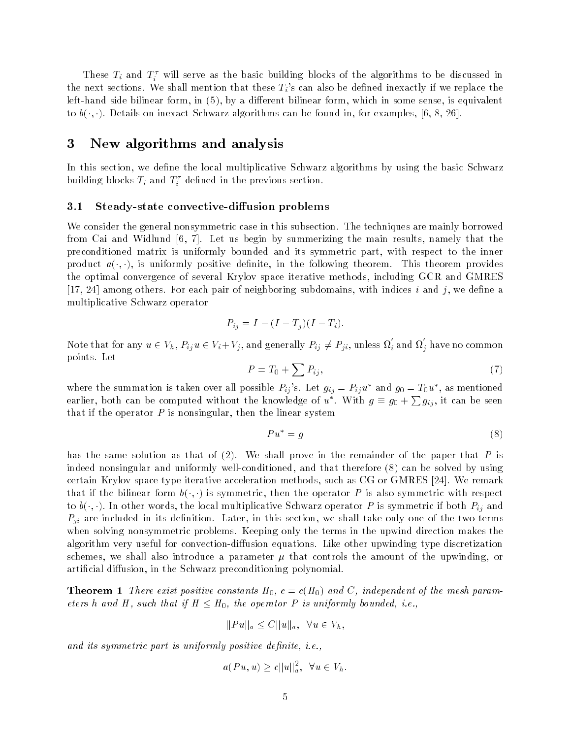These $T_i$ and $T_i^r$ will serve as the basic building blocks of the algorithms to be discussed in the next sections. We shall mention that these $T_i$'s can also be defined inexactly if we replace the left-hand side bilinear form, in (5), by a different bilinear form, which in some sense, is equivalent to $b(\cdot, \cdot)$. Details on inexact Schwarz algorithms can be found in, for examples, [6, 8, 26].

# 3 New algorithms and analysis

In this section, we define the local multiplicative Schwarz algorithms by using the basic Schwarz building blocks $T_i$ and $T_i^r$ defined in the previous section.

## 3.1 Steady-state convective-diffusion problems

We consider the general nonsymmetric case in this subsection. The techniques are mainly borrowed from Cai and Widlund [6, 7]. Let us begin by summerizing the main results, namely that the preconditioned matrix is uniformly bounded and its symmetric part, with respect to the inner product $a(\cdot, \cdot)$, is uniformly positive definite, in the following theorem. This theorem provides the optimal convergence of several Krylov space iterative methods, including GCR and GMRES [17, 24] among others. For each pair of neighboring subdomains, with indices $i$ and $j$, we define a multiplicative Schwarz operator

$$P_{ij} = I - (I - T_j)(I - T_i).$$

Note that for any $u \in V_h$, $P_{ij}u \in V_i + V_j$, and generally $P_{ij} \neq P_{ji}$, unless $\Omega_i^{'}$ and $\Omega_j^{'}$ have no common points. Let

$$P = T_0 + \sum P_{ij}, \tag{7}$$

where the summation is taken over all possible $P_{ij}$'s. Let $g_{ij} = P_{ij}u^*$ and $g_0 = T_0 u^*$, as mentioned earlier, both can be computed without the knowledge of $u^*$. With $g \equiv g_0 + \sum g_{ij}$, it can be seen that if the operator $P$ is nonsingular, then the linear system

$$Pu^* = g \tag{8}$$

has the same solution as that of (2). We shall prove in the remainder of the paper that $P$ is indeed nonsingular and uniformly well-conditioned, and that therefore (8) can be solved by using certain Krylov space type iterative acceleration methods, such as CG or GMRES [24]. We remark that if the bilinear form $b(\cdot, \cdot)$ is symmetric, then the operator $P$ is also symmetric with respect to $b(\cdot, \cdot)$. In other words, the local multiplicative Schwarz operator $P$ is symmetric if both $P_{ij}$ and $P_{ji}$ are included in its definition. Later, in this section, we shall take only one of the two terms when solving nonsymmetric problems. Keeping only the terms in the upwind direction makes the algorithm very useful for convection-diffusion equations. Like other upwinding type discretization schemes, we shall also introduce a parameter $\mu$ that controls the amount of the upwinding, or artificial diffusion, in the Schwarz preconditioning polynomial.

**Theorem 1** *There exist positive constants $H_0$, $c = c(H_0)$ and $C$, independent of the mesh parameters $h$ and $H$, such that if $H \leq H_0$, the operator $P$ is uniformly bounded, i.e.,*

$$\|Pu\|_a \leq C\|u\|_a, \ \ \forall u \in V_h,$$

*and its symmetric part is uniformly positive definite, i.e.,*

$$a(Pu, u) \geq c\|u\|_a^2, \ \ \forall u \in V_h.$$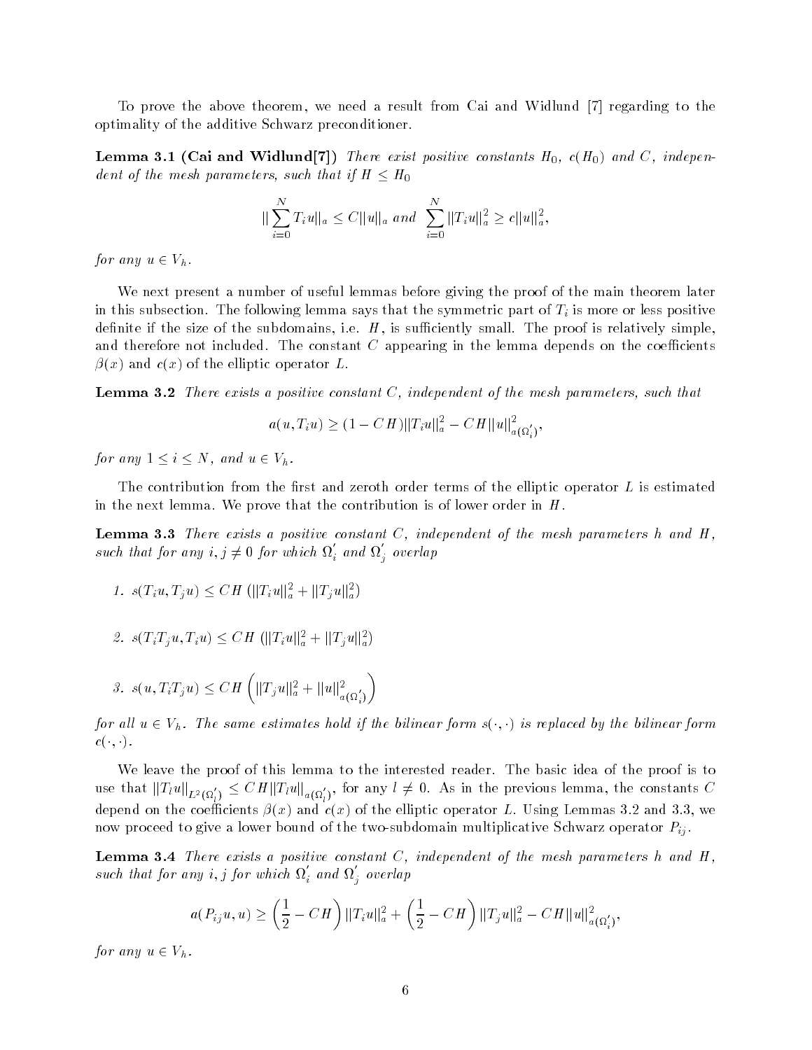To prove the above theorem, we need a result from Cai and Widlund [7] regarding to the optimality of the additive Schwarz preconditioner.

**Lemma 3.1 (Cai and Widlund[7])** *There exist positive constants $H_0$, $c(H_0)$ and $C$, independent of the mesh parameters, such that if $H \leq H_0$*

$$||\sum_{i=0}^{N} T_i u||_a \leq C||u||_a \text{ and } \sum_{i=0}^{N} ||T_i u||_a^2 \geq c||u||_a^2,$$

*for any $u \in V_h$.*

We next present a number of useful lemmas before giving the proof of the main theorem later in this subsection. The following lemma says that the symmetric part of $T_i$ is more or less positive definite if the size of the subdomains, i.e. $H$, is sufficiently small. The proof is relatively simple, and therefore not included. The constant $C$ appearing in the lemma depends on the coefficients $\beta(x)$ and $c(x)$ of the elliptic operator $L$.

**Lemma 3.2** *There exists a positive constant $C$, independent of the mesh parameters, such that*

$$a(u, T_i u) \geq (1 - CH)||T_i u||_a^2 - CH||u||_{a(\Omega_i')}^2,$$

*for any $1 \leq i \leq N$, and $u \in V_h$.*

The contribution from the first and zeroth order terms of the elliptic operator $L$ is estimated in the next lemma. We prove that the contribution is of lower order in $H$.

**Lemma 3.3** *There exists a positive constant $C$, independent of the mesh parameters $h$ and $H$, such that for any $i, j \neq 0$ for which $\Omega_i'$ and $\Omega_j'$ overlap*

1. $s(T_i u, T_j u) \leq CH\left(||T_i u||_a^2 + ||T_j u||_a^2\right)$

2. $s(T_i T_j u, T_i u) \leq CH\left(||T_i u||_a^2 + ||T_j u||_a^2\right)$

3. $s(u, T_i T_j u) \leq CH\left(||T_j u||_a^2 + ||u||_{a(\Omega_i')}^2\right)$

*for all $u \in V_h$. The same estimates hold if the bilinear form $s(\cdot, \cdot)$ is replaced by the bilinear form $c(\cdot, \cdot)$.*

We leave the proof of this lemma to the interested reader. The basic idea of the proof is to use that $||T_l u||_{L^2(\Omega_l')} \leq CH||T_l u||_{a(\Omega_l')}$, for any $l \neq 0$. As in the previous lemma, the constants $C$ depend on the coefficients $\beta(x)$ and $c(x)$ of the elliptic operator $L$. Using Lemmas 3.2 and 3.3, we now proceed to give a lower bound of the two-subdomain multiplicative Schwarz operator $P_{ij}$.

**Lemma 3.4** *There exists a positive constant $C$, independent of the mesh parameters $h$ and $H$, such that for any $i, j$ for which $\Omega_i'$ and $\Omega_j'$ overlap*

$$a(P_{ij} u, u) \geq \left(\frac{1}{2} - CH\right)||T_i u||_a^2 + \left(\frac{1}{2} - CH\right)||T_j u||_a^2 - CH||u||_{a(\Omega_i')}^2,$$

*for any $u \in V_h$.*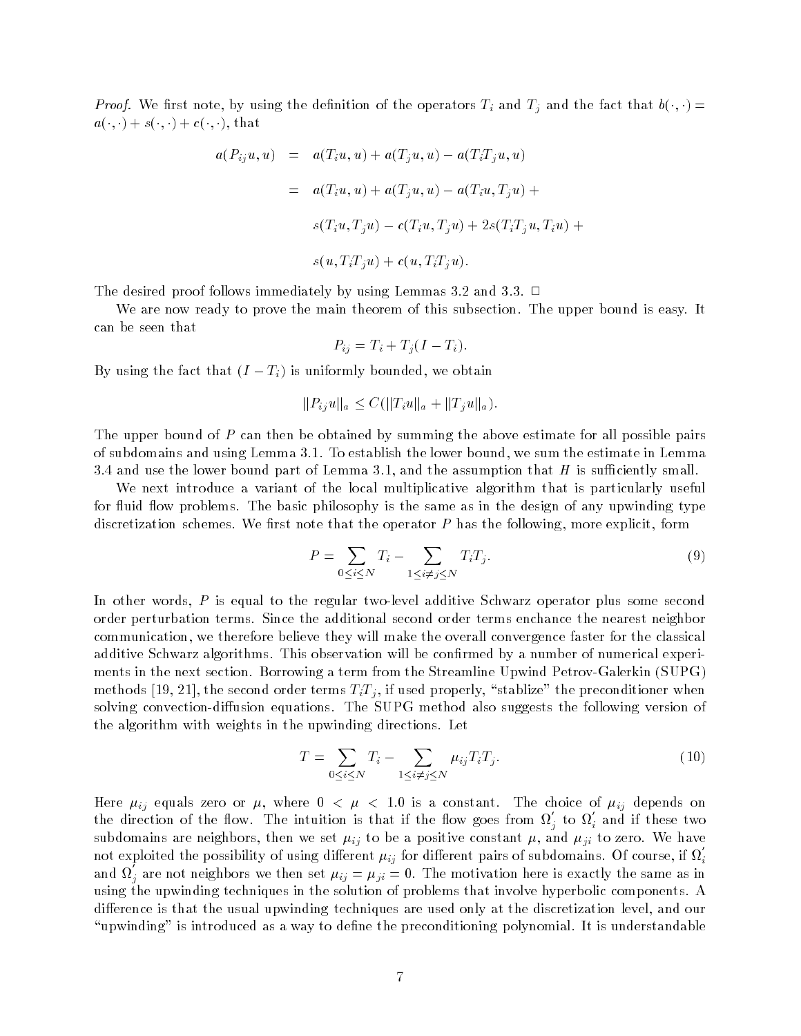*Proof.* We first note, by using the definition of the operators $T_i$ and $T_j$ and the fact that $b(\cdot,\cdot) = a(\cdot,\cdot) + s(\cdot,\cdot) + c(\cdot,\cdot)$, that

$$
\begin{aligned}
a(P_{ij}u, u) &= a(T_i u, u) + a(T_j u, u) - a(T_i T_j u, u) \\
&= a(T_i u, u) + a(T_j u, u) - a(T_i u, T_j u) + \\
&\quad s(T_i u, T_j u) - c(T_i u, T_j u) + 2s(T_i T_j u, T_i u) + \\
&\quad s(u, T_i T_j u) + c(u, T_i T_j u).
\end{aligned}
$$

The desired proof follows immediately by using Lemmas 3.2 and 3.3. □

We are now ready to prove the main theorem of this subsection. The upper bound is easy. It can be seen that

$$P_{ij} = T_i + T_j(I - T_i).$$

By using the fact that $(I - T_i)$ is uniformly bounded, we obtain

$$\|P_{ij}u\|_a \leq C(\|T_i u\|_a + \|T_j u\|_a).$$

The upper bound of $P$ can then be obtained by summing the above estimate for all possible pairs of subdomains and using Lemma 3.1. To establish the lower bound, we sum the estimate in Lemma 3.4 and use the lower bound part of Lemma 3.1, and the assumption that $H$ is sufficiently small.

We next introduce a variant of the local multiplicative algorithm that is particularly useful for fluid flow problems. The basic philosophy is the same as in the design of any upwinding type discretization schemes. We first note that the operator $P$ has the following, more explicit, form

$$P = \sum_{0 \leq i \leq N} T_i - \sum_{1 \leq i \neq j \leq N} T_i T_j. \tag{9}$$

In other words, $P$ is equal to the regular two-level additive Schwarz operator plus some second order perturbation terms. Since the additional second order terms enchance the nearest neighbor communication, we therefore believe they will make the overall convergence faster for the classical additive Schwarz algorithms. This observation will be confirmed by a number of numerical experiments in the next section. Borrowing a term from the Streamline Upwind Petrov-Galerkin (SUPG) methods [19, 21], the second order terms $T_i T_j$, if used properly, "stablize" the preconditioner when solving convection-diffusion equations. The SUPG method also suggests the following version of the algorithm with weights in the upwinding directions. Let

$$T = \sum_{0 \leq i \leq N} T_i - \sum_{1 \leq i \neq j \leq N} \mu_{ij} T_i T_j. \tag{10}$$

Here $\mu_{ij}$ equals zero or $\mu$, where $0 < \mu < 1.0$ is a constant. The choice of $\mu_{ij}$ depends on the direction of the flow. The intuition is that if the flow goes from $\Omega_j'$ to $\Omega_i'$ and if these two subdomains are neighbors, then we set $\mu_{ij}$ to be a positive constant $\mu$, and $\mu_{ji}$ to zero. We have not exploited the possibility of using different $\mu_{ij}$ for different pairs of subdomains. Of course, if $\Omega_i'$ and $\Omega_j'$ are not neighbors we then set $\mu_{ij} = \mu_{ji} = 0$. The motivation here is exactly the same as in using the upwinding techniques in the solution of problems that involve hyperbolic components. A difference is that the usual upwinding techniques are used only at the discretization level, and our "upwinding" is introduced as a way to define the preconditioning polynomial. It is understandable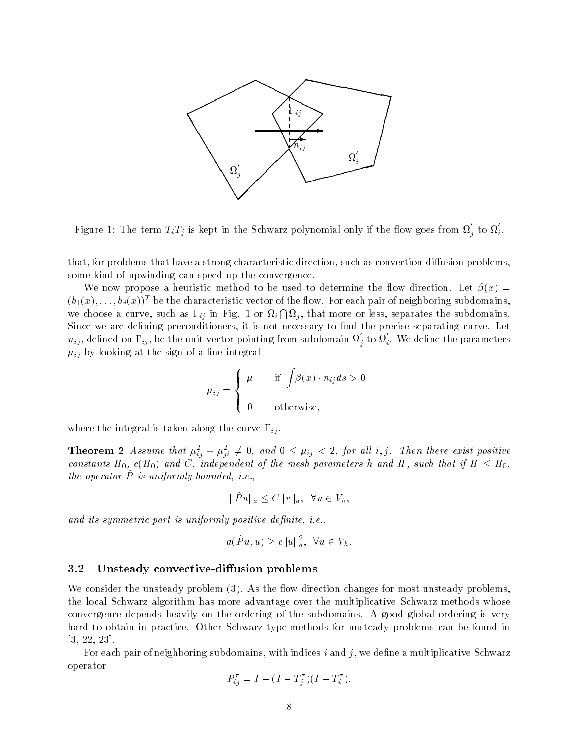Figure 1: The term $T_i T_j$ is kept in the Schwarz polynomial only if the flow goes from $\Omega_j'$ to $\Omega_i'$.

that, for problems that have a strong characteristic direction, such as convection-diffusion problems, some kind of upwinding can speed up the convergence.

We now propose a heuristic method to be used to determine the flow direction. Let $\beta(x) = (b_1(x), \ldots, b_d(x))^T$ be the characteristic vector of the flow. For each pair of neighboring subdomains, we choose a curve, such as $\Gamma_{ij}$ in Fig. 1 or $\bar{\Omega}_i \bigcap \bar{\Omega}_j$, that more or less, separates the subdomains. Since we are defining preconditioners, it is not necessary to find the precise separating curve. Let $n_{ij}$, defined on $\Gamma_{ij}$, be the unit vector pointing from subdomain $\Omega_j'$ to $\Omega_i'$. We define the parameters $\mu_{ij}$ by looking at the sign of a line integral

$$\mu_{ij} = \begin{cases} \mu & \text{if } \displaystyle\int \beta(x) \cdot n_{ij} ds > 0 \\ 0 & \text{otherwise,} \end{cases}$$

where the integral is taken along the curve $\Gamma_{ij}$.

**Theorem 2** *Assume that $\mu_{ij}^2 + \mu_{ji}^2 \neq 0$, and $0 \leq \mu_{ij} < 2$, for all $i, j$. Then there exist positive constants $H_0$, $c(H_0)$ and $C$, independent of the mesh parameters $h$ and $H$, such that if $H \leq H_0$, the operator $\tilde{P}$ is uniformly bounded, i.e.,*

$$||\tilde{P}u||_a \leq C||u||_a, \ \ \forall u \in V_h,$$

*and its symmetric part is uniformly positive definite, i.e.,*

$$a(\tilde{P}u, u) \geq c||u||_a^2, \ \ \forall u \in V_h.$$

### 3.2 Unsteady convective-diffusion problems

We consider the unsteady problem (3). As the flow direction changes for most unsteady problems, the local Schwarz algorithm has more advantage over the multiplicative Schwarz methods whose convergence depends heavily on the ordering of the subdomains. A good global ordering is very hard to obtain in practice. Other Schwarz type methods for unsteady problems can be found in [3, 22, 23].

For each pair of neighboring subdomains, with indices $i$ and $j$, we define a multiplicative Schwarz operator

$$P_{ij}^\tau = I - (I - T_j^\tau)(I - T_i^\tau).$$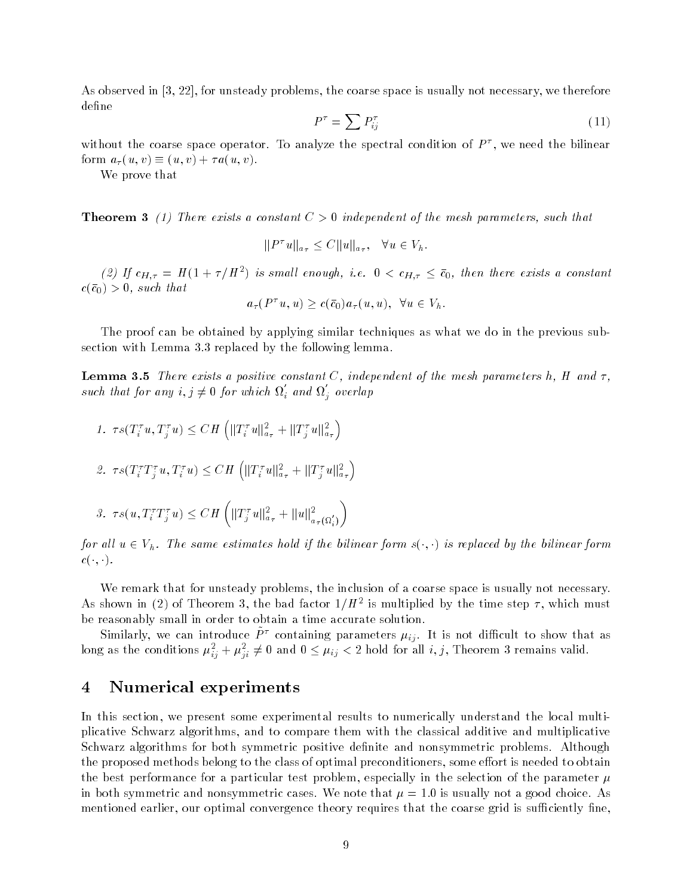As observed in [3, 22], for unsteady problems, the coarse space is usually not necessary, we therefore define

$$P^\tau = \sum P^\tau_{ij} \tag{11}$$

without the coarse space operator. To analyze the spectral condition of $P^\tau$, we need the bilinear form $a_\tau(u,v) \equiv (u,v) + \tau a(u,v)$.

We prove that

**Theorem 3** *(1) There exists a constant $C > 0$ independent of the mesh parameters, such that*

$$\|P^\tau u\|_{a_\tau} \le C \|u\|_{a_\tau}, \quad \forall u \in V_h.$$

*(2) If $c_{H,\tau} = H(1 + \tau/H^2)$ is small enough, i.e. $0 < c_{H,\tau} \le \bar{c}_0$, then there exists a constant $c(\bar{c}_0) > 0$, such that*

$$a_\tau(P^\tau u, u) \ge c(\bar{c}_0) a_\tau(u,u), \;\; \forall u \in V_h.$$

The proof can be obtained by applying similar techniques as what we do in the previous subsection with Lemma 3.3 replaced by the following lemma.

**Lemma 3.5** *There exists a positive constant $C$, independent of the mesh parameters $h$, $H$ and $\tau$, such that for any $i, j \neq 0$ for which $\Omega_i'$ and $\Omega_j'$ overlap*

1. $\tau s(T^\tau_i u, T^\tau_j u) \le CH \left( \|T^\tau_i u\|^2_{a_\tau} + \|T^\tau_j u\|^2_{a_\tau} \right)$
2. $\tau s(T^\tau_i T^\tau_j u, T^\tau_i u) \le CH \left( \|T^\tau_i u\|^2_{a_\tau} + \|T^\tau_j u\|^2_{a_\tau} \right)$
3. $\tau s(u, T^\tau_i T^\tau_j u) \le CH \left( \|T^\tau_j u\|^2_{a_\tau} + \|u\|^2_{a_\tau(\Omega_i')} \right)$

*for all $u \in V_h$. The same estimates hold if the bilinear form $s(\cdot,\cdot)$ is replaced by the bilinear form $c(\cdot,\cdot)$.*

We remark that for unsteady problems, the inclusion of a coarse space is usually not necessary. As shown in (2) of Theorem 3, the bad factor $1/H^2$ is multiplied by the time step $\tau$, which must be reasonably small in order to obtain a time accurate solution.

Similarly, we can introduce $\tilde{P}^\tau$ containing parameters $\mu_{ij}$. It is not difficult to show that as long as the conditions $\mu^2_{ij} + \mu^2_{ji} \neq 0$ and $0 \le \mu_{ij} < 2$ hold for all $i, j$, Theorem 3 remains valid.

# 4 Numerical experiments

In this section, we present some experimental results to numerically understand the local multiplicative Schwarz algorithms, and to compare them with the classical additive and multiplicative Schwarz algorithms for both symmetric positive definite and nonsymmetric problems. Although the proposed methods belong to the class of optimal preconditioners, some effort is needed to obtain the best performance for a particular test problem, especially in the selection of the parameter $\mu$ in both symmetric and nonsymmetric cases. We note that $\mu = 1.0$ is usually not a good choice. As mentioned earlier, our optimal convergence theory requires that the coarse grid is sufficiently fine,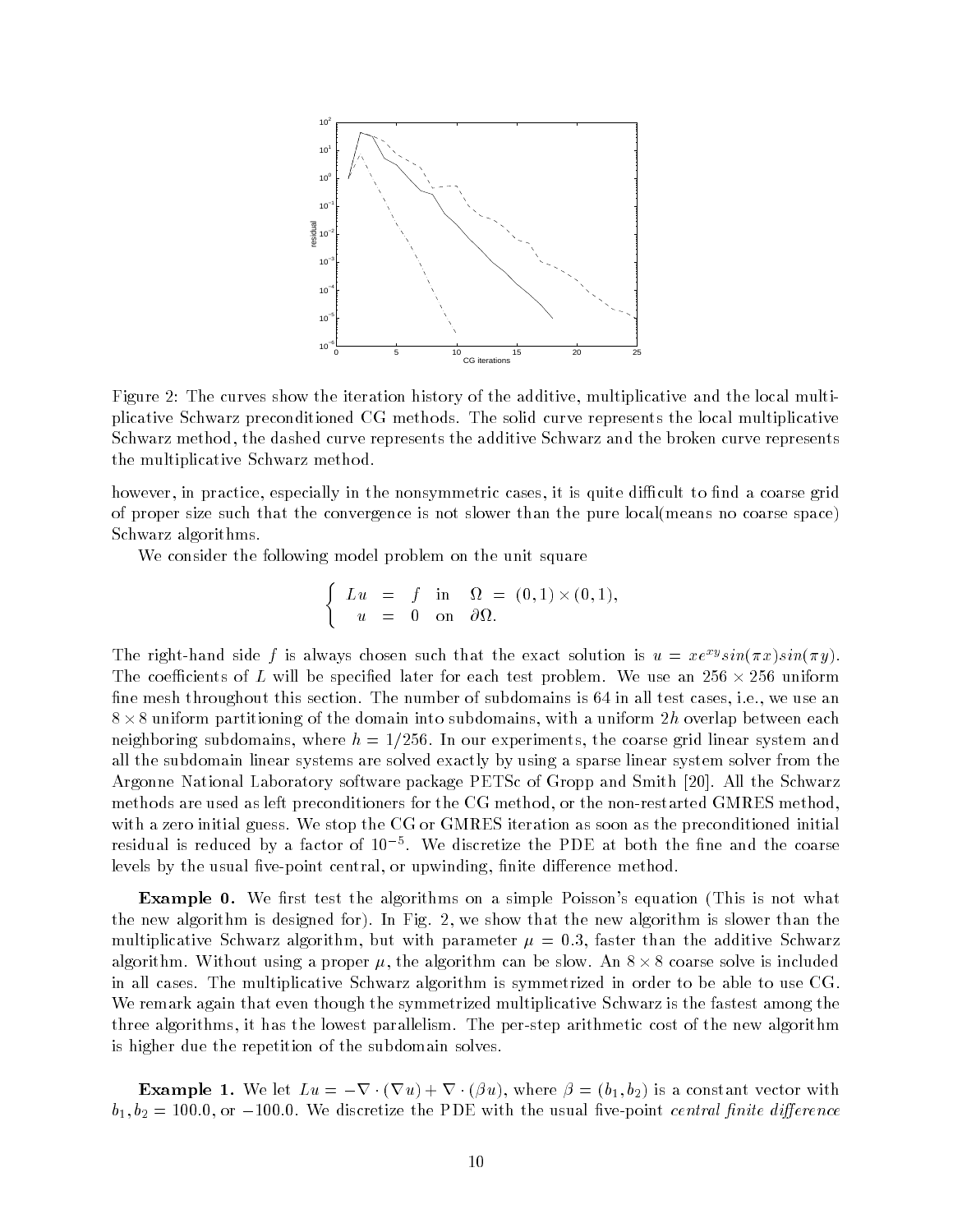Figure 2: The curves show the iteration history of the additive, multiplicative and the local multiplicative Schwarz preconditioned CG methods. The solid curve represents the local multiplicative Schwarz method, the dashed curve represents the additive Schwarz and the broken curve represents the multiplicative Schwarz method.

however, in practice, especially in the nonsymmetric cases, it is quite difficult to find a coarse grid of proper size such that the convergence is not slower than the pure local(means no coarse space) Schwarz algorithms.

We consider the following model problem on the unit square

$$
\begin{cases} Lu = f & \text{in} \quad \Omega = (0,1) \times (0,1), \\ u = 0 & \text{on} \quad \partial\Omega. \end{cases}
$$

The right-hand side $f$ is always chosen such that the exact solution is $u = xe^{xy}sin(\pi x)sin(\pi y)$. The coefficients of $L$ will be specified later for each test problem. We use an $256 \times 256$ uniform fine mesh throughout this section. The number of subdomains is 64 in all test cases, i.e., we use an $8 \times 8$ uniform partitioning of the domain into subdomains, with a uniform $2h$ overlap between each neighboring subdomains, where $h = 1/256$. In our experiments, the coarse grid linear system and all the subdomain linear systems are solved exactly by using a sparse linear system solver from the Argonne National Laboratory software package PETSc of Gropp and Smith [20]. All the Schwarz methods are used as left preconditioners for the CG method, or the non-restarted GMRES method, with a zero initial guess. We stop the CG or GMRES iteration as soon as the preconditioned initial residual is reduced by a factor of $10^{-5}$. We discretize the PDE at both the fine and the coarse levels by the usual five-point central, or upwinding, finite difference method.

**Example 0.** We first test the algorithms on a simple Poisson's equation (This is not what the new algorithm is designed for). In Fig. 2, we show that the new algorithm is slower than the multiplicative Schwarz algorithm, but with parameter $\mu = 0.3$, faster than the additive Schwarz algorithm. Without using a proper $\mu$, the algorithm can be slow. An $8 \times 8$ coarse solve is included in all cases. The multiplicative Schwarz algorithm is symmetrized in order to be able to use CG. We remark again that even though the symmetrized multiplicative Schwarz is the fastest among the three algorithms, it has the lowest parallelism. The per-step arithmetic cost of the new algorithm is higher due the repetition of the subdomain solves.

**Example 1.** We let $Lu = -\nabla \cdot (\nabla u) + \nabla \cdot (\beta u)$, where $\beta = (b_1, b_2)$ is a constant vector with $b_1, b_2 = 100.0$, or $-100.0$. We discretize the PDE with the usual five-point *central finite difference*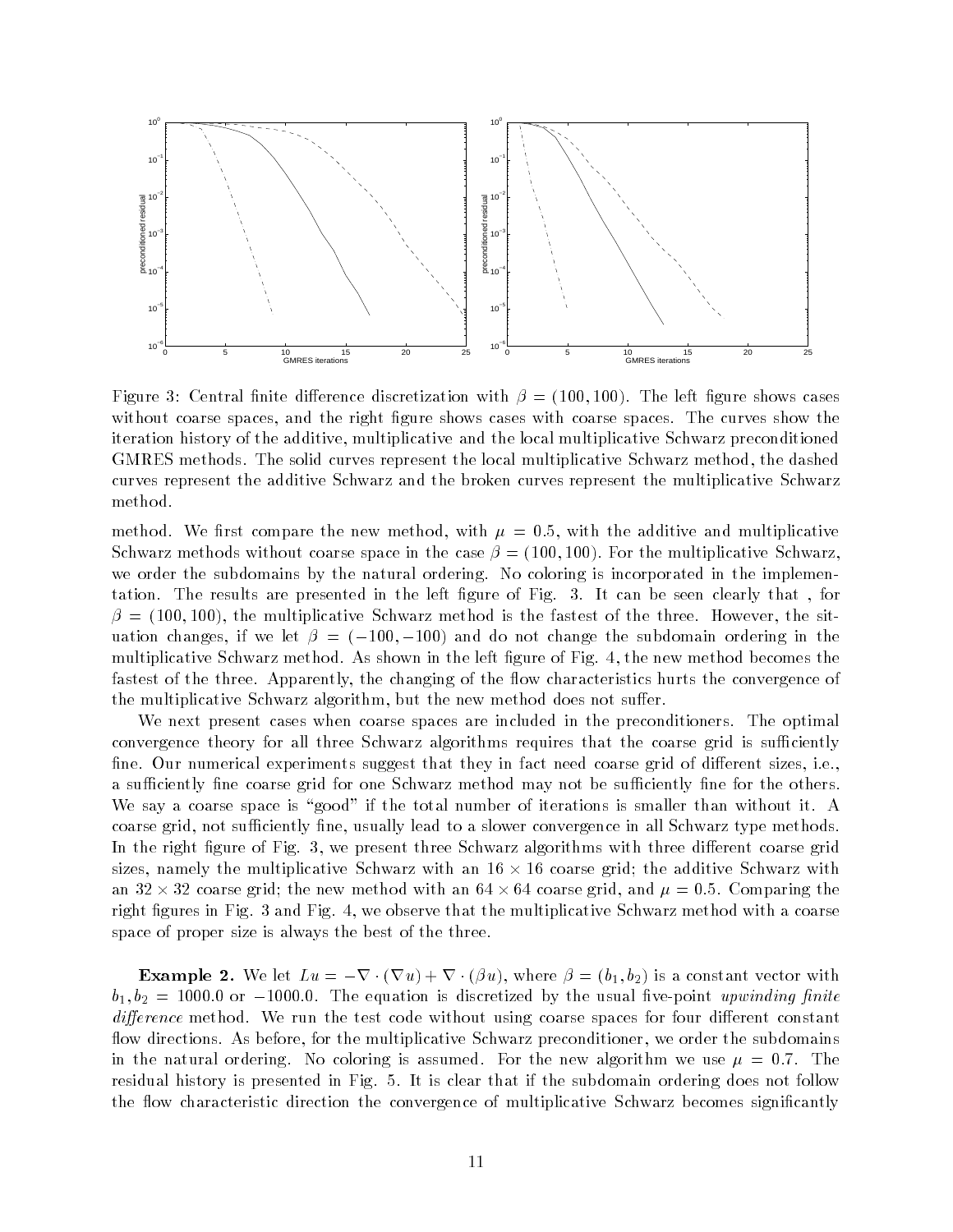Figure 3: Central finite difference discretization with $\beta = (100, 100)$. The left figure shows cases without coarse spaces, and the right figure shows cases with coarse spaces. The curves show the iteration history of the additive, multiplicative and the local multiplicative Schwarz preconditioned GMRES methods. The solid curves represent the local multiplicative Schwarz method, the dashed curves represent the additive Schwarz and the broken curves represent the multiplicative Schwarz method.

method. We first compare the new method, with $\mu = 0.5$, with the additive and multiplicative Schwarz methods without coarse space in the case $\beta = (100, 100)$. For the multiplicative Schwarz, we order the subdomains by the natural ordering. No coloring is incorporated in the implementation. The results are presented in the left figure of Fig. 3. It can be seen clearly that , for $\beta = (100, 100)$, the multiplicative Schwarz method is the fastest of the three. However, the situation changes, if we let $\beta = (-100, -100)$ and do not change the subdomain ordering in the multiplicative Schwarz method. As shown in the left figure of Fig. 4, the new method becomes the fastest of the three. Apparently, the changing of the flow characteristics hurts the convergence of the multiplicative Schwarz algorithm, but the new method does not suffer.

We next present cases when coarse spaces are included in the preconditioners. The optimal convergence theory for all three Schwarz algorithms requires that the coarse grid is sufficiently fine. Our numerical experiments suggest that they in fact need coarse grid of different sizes, i.e., a sufficiently fine coarse grid for one Schwarz method may not be sufficiently fine for the others. We say a coarse space is "good" if the total number of iterations is smaller than without it. A coarse grid, not sufficiently fine, usually lead to a slower convergence in all Schwarz type methods. In the right figure of Fig. 3, we present three Schwarz algorithms with three different coarse grid sizes, namely the multiplicative Schwarz with an $16 \times 16$ coarse grid; the additive Schwarz with an $32 \times 32$ coarse grid; the new method with an $64 \times 64$ coarse grid, and $\mu = 0.5$. Comparing the right figures in Fig. 3 and Fig. 4, we observe that the multiplicative Schwarz method with a coarse space of proper size is always the best of the three.

**Example 2.** We let $Lu = -\nabla \cdot (\nabla u) + \nabla \cdot (\beta u)$, where $\beta = (b_1, b_2)$ is a constant vector with $b_1, b_2 = 1000.0$ or $-1000.0$. The equation is discretized by the usual five-point *upwinding finite difference* method. We run the test code without using coarse spaces for four different constant flow directions. As before, for the multiplicative Schwarz preconditioner, we order the subdomains in the natural ordering. No coloring is assumed. For the new algorithm we use $\mu = 0.7$. The residual history is presented in Fig. 5. It is clear that if the subdomain ordering does not follow the flow characteristic direction the convergence of multiplicative Schwarz becomes significantly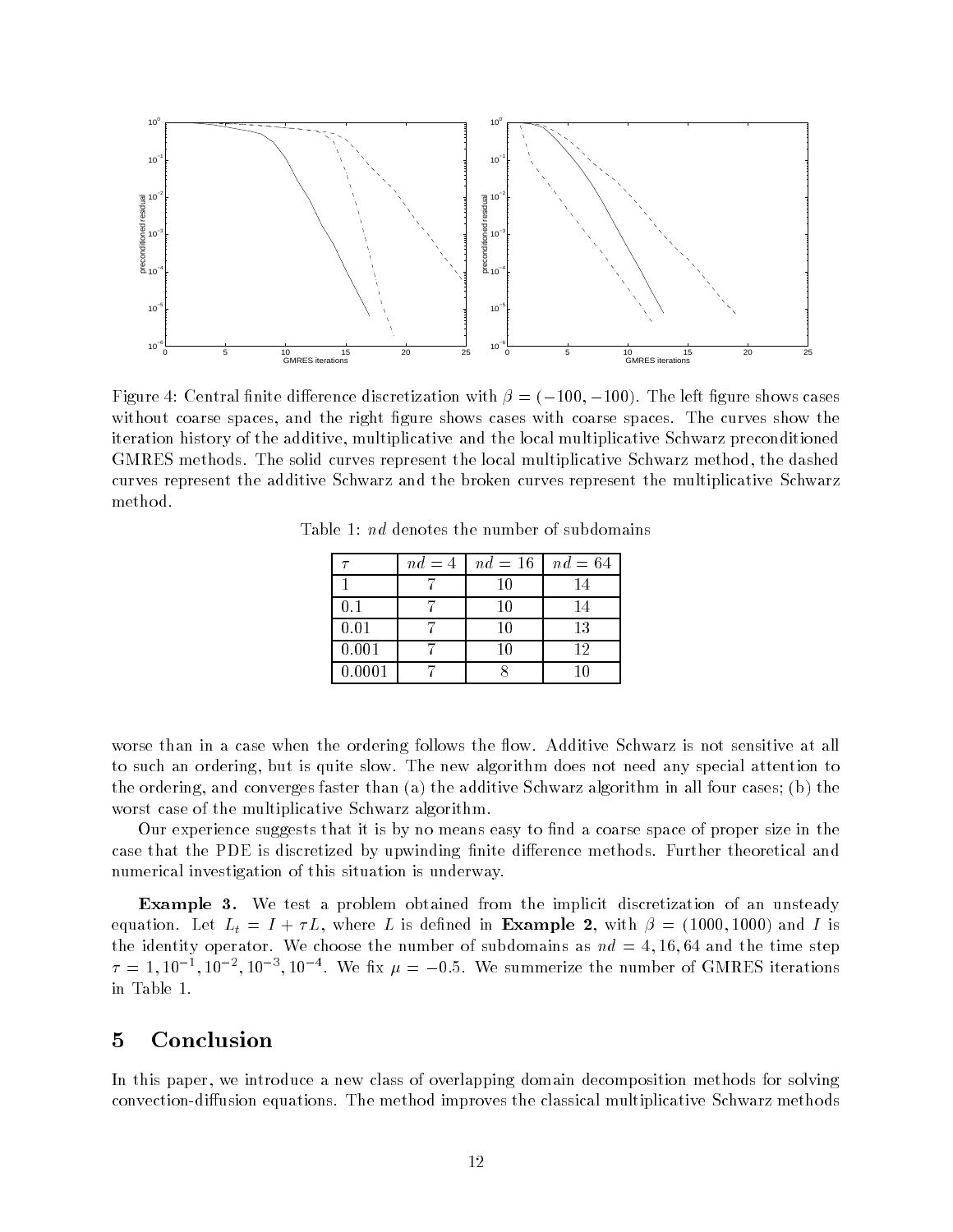Figure 4: Central finite difference discretization with $\beta = (-100, -100)$. The left figure shows cases without coarse spaces, and the right figure shows cases with coarse spaces. The curves show the iteration history of the additive, multiplicative and the local multiplicative Schwarz preconditioned GMRES methods. The solid curves represent the local multiplicative Schwarz method, the dashed curves represent the additive Schwarz and the broken curves represent the multiplicative Schwarz method.

Table 1: $nd$ denotes the number of subdomains

| $\tau$ | $nd = 4$ | $nd = 16$ | $nd = 64$ |
|---|---|---|---|
| 1 | 7 | 10 | 14 |
| 0.1 | 7 | 10 | 14 |
| 0.01 | 7 | 10 | 13 |
| 0.001 | 7 | 10 | 12 |
| 0.0001 | 7 | 8 | 10 |

worse than in a case when the ordering follows the flow. Additive Schwarz is not sensitive at all to such an ordering, but is quite slow. The new algorithm does not need any special attention to the ordering, and converges faster than (a) the additive Schwarz algorithm in all four cases; (b) the worst case of the multiplicative Schwarz algorithm.

Our experience suggests that it is by no means easy to find a coarse space of proper size in the case that the PDE is discretized by upwinding finite difference methods. Further theoretical and numerical investigation of this situation is underway.

**Example 3.** We test a problem obtained from the implicit discretization of an unsteady equation. Let $L_t = I + \tau L$, where $L$ is defined in **Example 2**, with $\beta = (1000, 1000)$ and $I$ is the identity operator. We choose the number of subdomains as $nd = 4, 16, 64$ and the time step $\tau = 1, 10^{-1}, 10^{-2}, 10^{-3}, 10^{-4}$. We fix $\mu = -0.5$. We summerize the number of GMRES iterations in Table 1.

# 5 Conclusion

In this paper, we introduce a new class of overlapping domain decomposition methods for solving convection-diffusion equations. The method improves the classical multiplicative Schwarz methods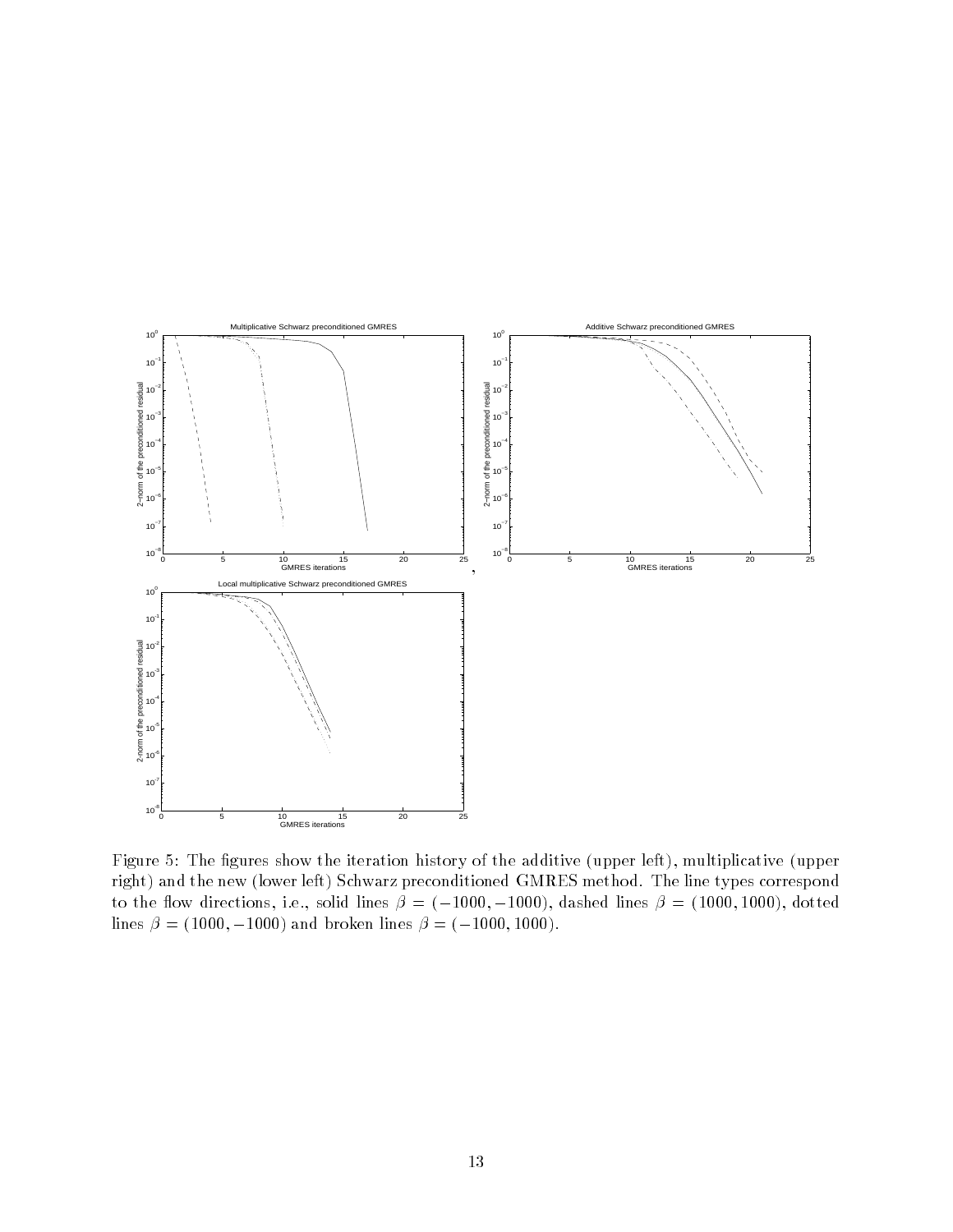Figure 5: The figures show the iteration history of the additive (upper left), multiplicative (upper right) and the new (lower left) Schwarz preconditioned GMRES method. The line types correspond to the flow directions, i.e., solid lines $\beta = (-1000, -1000)$, dashed lines $\beta = (1000, 1000)$, dotted lines $\beta = (1000, -1000)$ and broken lines $\beta = (-1000, 1000)$.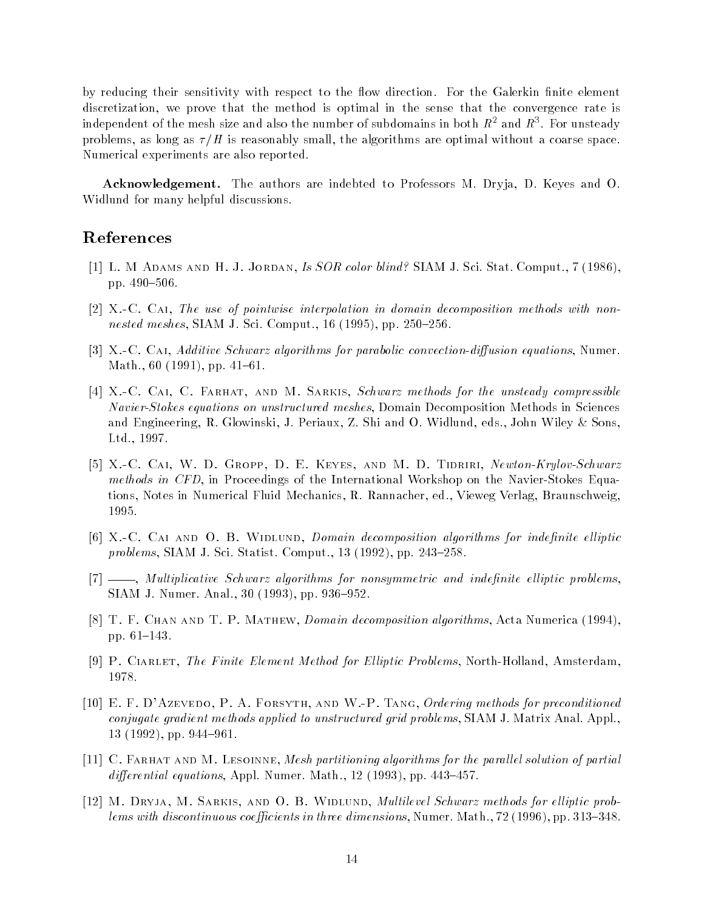by reducing their sensitivity with respect to the flow direction. For the Galerkin finite element discretization, we prove that the method is optimal in the sense that the convergence rate is independent of the mesh size and also the number of subdomains in both $R^2$ and $R^3$. For unsteady problems, as long as $\tau/H$ is reasonably small, the algorithms are optimal without a coarse space. Numerical experiments are also reported.

**Acknowledgement.** The authors are indebted to Professors M. Dryja, D. Keyes and O. Widlund for many helpful discussions.

## References

[1] L. M Adams and H. J. Jordan, *Is SOR color blind?* SIAM J. Sci. Stat. Comput., 7 (1986), pp. 490–506.

[2] X.-C. Cai, *The use of pointwise interpolation in domain decomposition methods with non-nested meshes*, SIAM J. Sci. Comput., 16 (1995), pp. 250–256.

[3] X.-C. Cai, *Additive Schwarz algorithms for parabolic convection-diffusion equations*, Numer. Math., 60 (1991), pp. 41–61.

[4] X.-C. Cai, C. Farhat, and M. Sarkis, *Schwarz methods for the unsteady compressible Navier-Stokes equations on unstructured meshes*, Domain Decomposition Methods in Sciences and Engineering, R. Glowinski, J. Periaux, Z. Shi and O. Widlund, eds., John Wiley & Sons, Ltd., 1997.

[5] X.-C. Cai, W. D. Gropp, D. E. Keyes, and M. D. Tidriri, *Newton-Krylov-Schwarz methods in CFD*, in Proceedings of the International Workshop on the Navier-Stokes Equations, Notes in Numerical Fluid Mechanics, R. Rannacher, ed., Vieweg Verlag, Braunschweig, 1995.

[6] X.-C. Cai and O. B. Widlund, *Domain decomposition algorithms for indefinite elliptic problems*, SIAM J. Sci. Statist. Comput., 13 (1992), pp. 243–258.

[7] ——, *Multiplicative Schwarz algorithms for nonsymmetric and indefinite elliptic problems*, SIAM J. Numer. Anal., 30 (1993), pp. 936–952.

[8] T. F. Chan and T. P. Mathew, *Domain decomposition algorithms*, Acta Numerica (1994), pp. 61–143.

[9] P. Ciarlet, *The Finite Element Method for Elliptic Problems*, North-Holland, Amsterdam, 1978.

[10] E. F. D'Azevedo, P. A. Forsyth, and W.-P. Tang, *Ordering methods for preconditioned conjugate gradient methods applied to unstructured grid problems*, SIAM J. Matrix Anal. Appl., 13 (1992), pp. 944–961.

[11] C. Farhat and M. Lesoinne, *Mesh partitioning algorithms for the parallel solution of partial differential equations*, Appl. Numer. Math., 12 (1993), pp. 443–457.

[12] M. Dryja, M. Sarkis, and O. B. Widlund, *Multilevel Schwarz methods for elliptic problems with discontinuous coefficients in three dimensions*, Numer. Math., 72 (1996), pp. 313–348.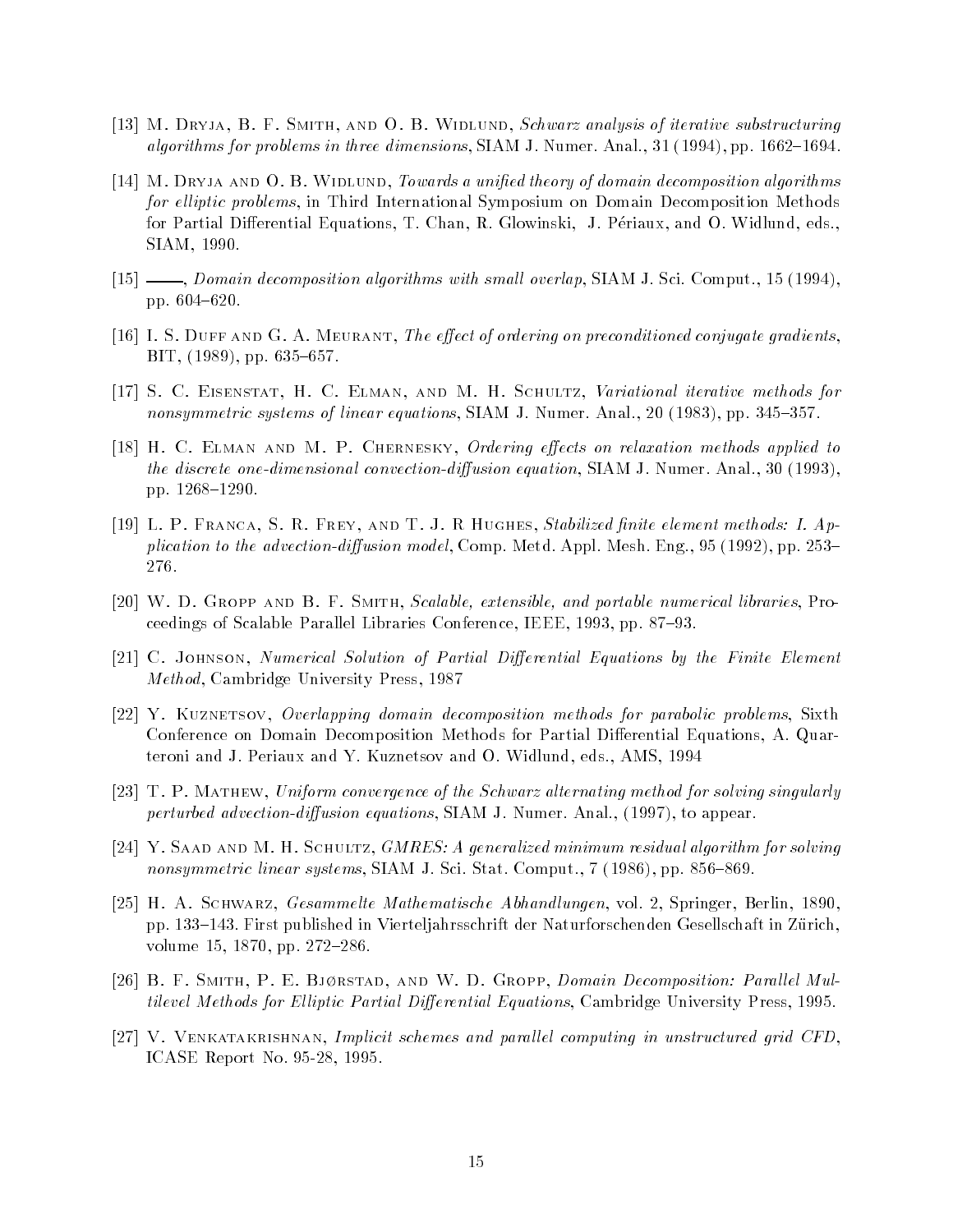[13] M. Dryja, B. F. Smith, and O. B. Widlund, *Schwarz analysis of iterative substructuring algorithms for problems in three dimensions*, SIAM J. Numer. Anal., 31 (1994), pp. 1662–1694.

[14] M. Dryja and O. B. Widlund, *Towards a unified theory of domain decomposition algorithms for elliptic problems*, in Third International Symposium on Domain Decomposition Methods for Partial Differential Equations, T. Chan, R. Glowinski, J. Périaux, and O. Widlund, eds., SIAM, 1990.

[15] ——, *Domain decomposition algorithms with small overlap*, SIAM J. Sci. Comput., 15 (1994), pp. 604–620.

[16] I. S. Duff and G. A. Meurant, *The effect of ordering on preconditioned conjugate gradients*, BIT, (1989), pp. 635–657.

[17] S. C. Eisenstat, H. C. Elman, and M. H. Schultz, *Variational iterative methods for nonsymmetric systems of linear equations*, SIAM J. Numer. Anal., 20 (1983), pp. 345–357.

[18] H. C. Elman and M. P. Chernesky, *Ordering effects on relaxation methods applied to the discrete one-dimensional convection-diffusion equation*, SIAM J. Numer. Anal., 30 (1993), pp. 1268–1290.

[19] L. P. Franca, S. R. Frey, and T. J. R Hughes, *Stabilized finite element methods: I. Application to the advection-diffusion model*, Comp. Metd. Appl. Mesh. Eng., 95 (1992), pp. 253–276.

[20] W. D. Gropp and B. F. Smith, *Scalable, extensible, and portable numerical libraries*, Proceedings of Scalable Parallel Libraries Conference, IEEE, 1993, pp. 87–93.

[21] C. Johnson, *Numerical Solution of Partial Differential Equations by the Finite Element Method*, Cambridge University Press, 1987

[22] Y. Kuznetsov, *Overlapping domain decomposition methods for parabolic problems*, Sixth Conference on Domain Decomposition Methods for Partial Differential Equations, A. Quarteroni and J. Periaux and Y. Kuznetsov and O. Widlund, eds., AMS, 1994

[23] T. P. Mathew, *Uniform convergence of the Schwarz alternating method for solving singularly perturbed advection-diffusion equations*, SIAM J. Numer. Anal., (1997), to appear.

[24] Y. Saad and M. H. Schultz, *GMRES: A generalized minimum residual algorithm for solving nonsymmetric linear systems*, SIAM J. Sci. Stat. Comput., 7 (1986), pp. 856–869.

[25] H. A. Schwarz, *Gesammelte Mathematische Abhandlungen*, vol. 2, Springer, Berlin, 1890, pp. 133–143. First published in Vierteljahrsschrift der Naturforschenden Gesellschaft in Zürich, volume 15, 1870, pp. 272–286.

[26] B. F. Smith, P. E. Bjørstad, and W. D. Gropp, *Domain Decomposition: Parallel Multilevel Methods for Elliptic Partial Differential Equations*, Cambridge University Press, 1995.

[27] V. Venkatakrishnan, *Implicit schemes and parallel computing in unstructured grid CFD*, ICASE Report No. 95-28, 1995.